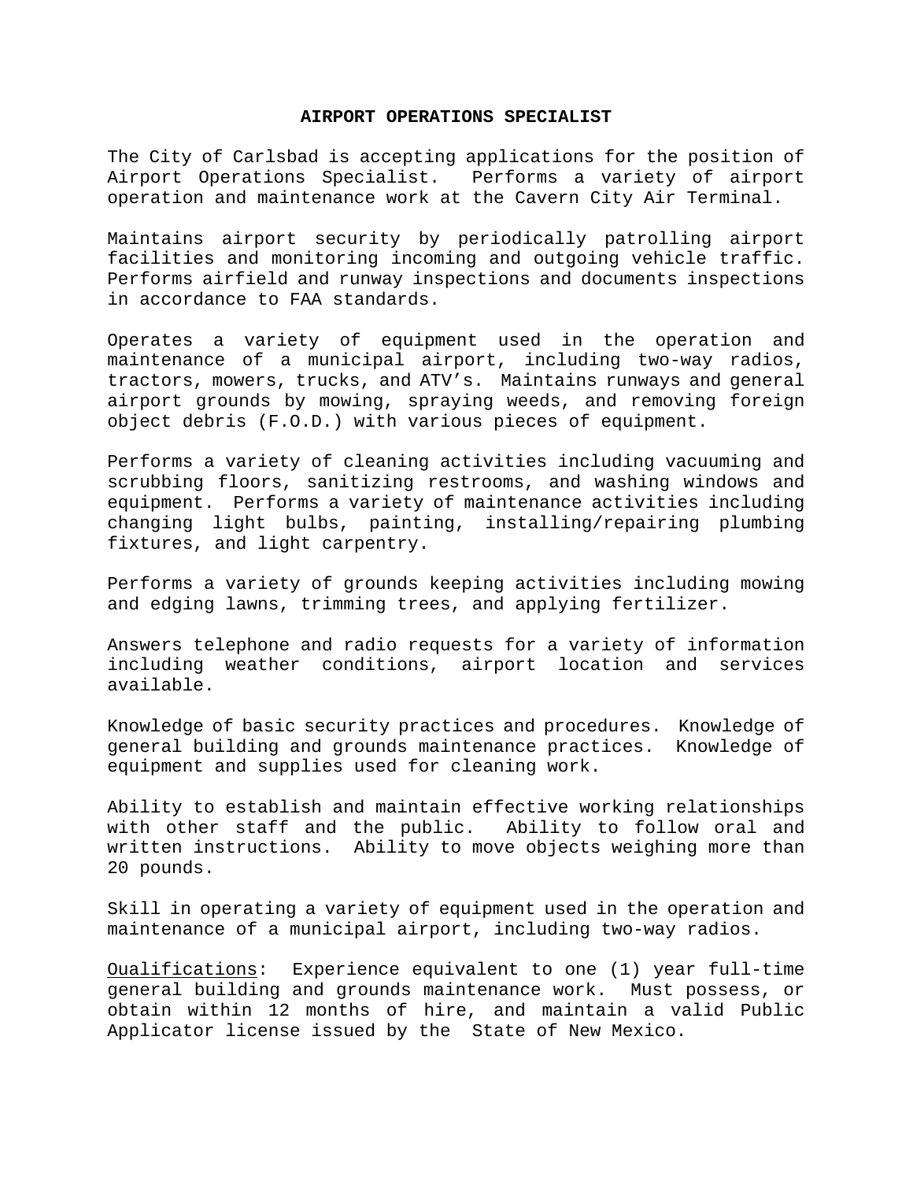# AIRPORT OPERATIONS SPECIALIST

The City of Carlsbad is accepting applications for the position of Airport Operations Specialist. Performs a variety of airport operation and maintenance work at the Cavern City Air Terminal.

Maintains airport security by periodically patrolling airport facilities and monitoring incoming and outgoing vehicle traffic. Performs airfield and runway inspections and documents inspections in accordance to FAA standards.

Operates a variety of equipment used in the operation and maintenance of a municipal airport, including two-way radios, tractors, mowers, trucks, and ATV's. Maintains runways and general airport grounds by mowing, spraying weeds, and removing foreign object debris (F.O.D.) with various pieces of equipment.

Performs a variety of cleaning activities including vacuuming and scrubbing floors, sanitizing restrooms, and washing windows and equipment. Performs a variety of maintenance activities including changing light bulbs, painting, installing/repairing plumbing fixtures, and light carpentry.

Performs a variety of grounds keeping activities including mowing and edging lawns, trimming trees, and applying fertilizer.

Answers telephone and radio requests for a variety of information including weather conditions, airport location and services available.

Knowledge of basic security practices and procedures. Knowledge of general building and grounds maintenance practices. Knowledge of equipment and supplies used for cleaning work.

Ability to establish and maintain effective working relationships with other staff and the public. Ability to follow oral and written instructions. Ability to move objects weighing more than 20 pounds.

Skill in operating a variety of equipment used in the operation and maintenance of a municipal airport, including two-way radios.

<u>Qualifications</u>: Experience equivalent to one (1) year full-time general building and grounds maintenance work. Must possess, or obtain within 12 months of hire, and maintain a valid Public Applicator license issued by the State of New Mexico.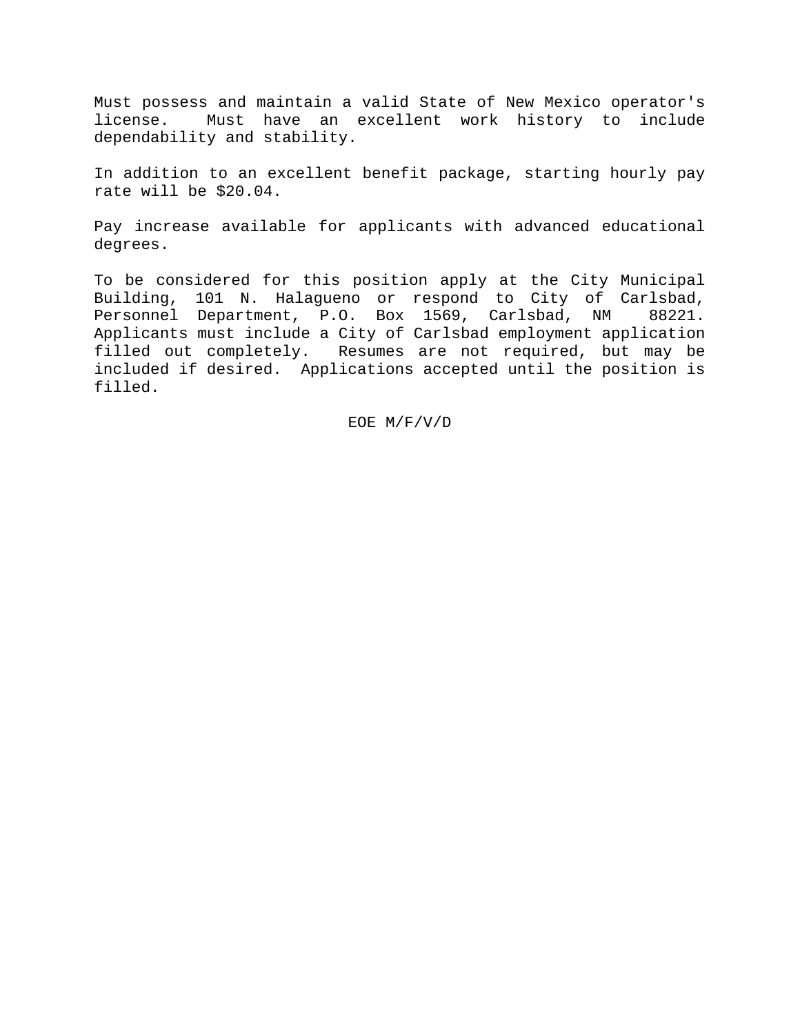Must possess and maintain a valid State of New Mexico operator's license. Must have an excellent work history to include dependability and stability.

In addition to an excellent benefit package, starting hourly pay rate will be $20.04.

Pay increase available for applicants with advanced educational degrees.

To be considered for this position apply at the City Municipal Building, 101 N. Halagueno or respond to City of Carlsbad, Personnel Department, P.O. Box 1569, Carlsbad, NM 88221. Applicants must include a City of Carlsbad employment application filled out completely. Resumes are not required, but may be included if desired. Applications accepted until the position is filled.

EOE M/F/V/D